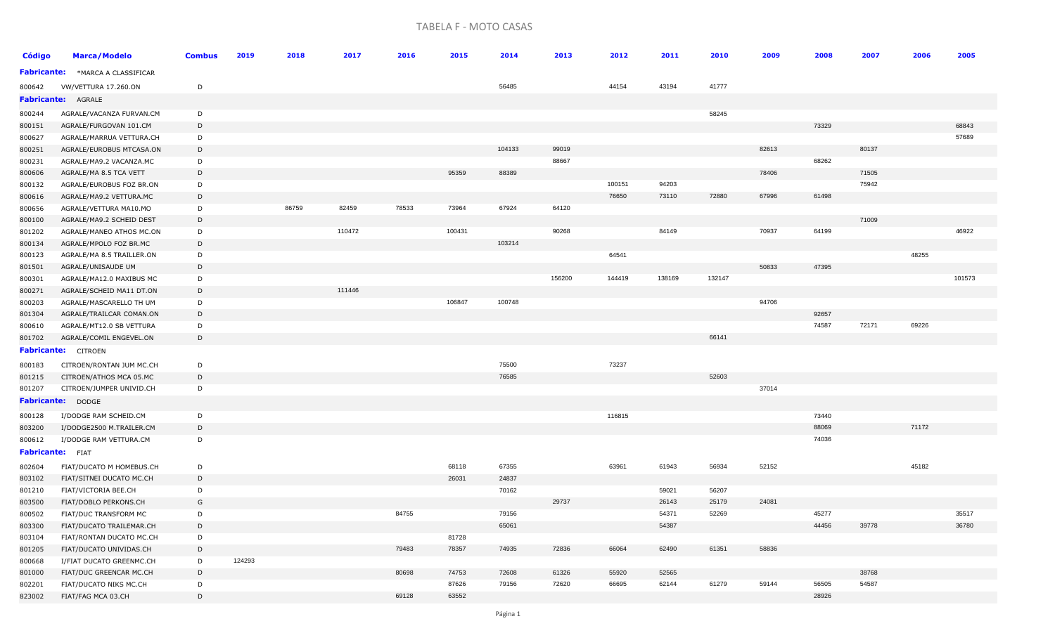# TABELA F - MOTO CASAS

| Código | Marca/Modelo | Combus | 2019 | 2018 | 2017 | 2016 | 2015 | 2014 | 2013 | 2012 | 2011 | 2010 | 2009 | 2008 | 2007 | 2006 | 2005 |
|---|---|---|---|---|---|---|---|---|---|---|---|---|---|---|---|---|---|
| **Fabricante:** | *MARCA A CLASSIFICAR | | | | | | | | | | | | | | | | |
| 800642 | VW/VETTURA 17.260.ON | D | | | | | | 56485 | | 44154 | 43194 | 41777 | | | | | |
| **Fabricante:** | AGRALE | | | | | | | | | | | | | | | | |
| 800244 | AGRALE/VACANZA FURVAN.CM | D | | | | | | | | | | 58245 | | | | | |
| 800151 | AGRALE/FURGOVAN 101.CM | D | | | | | | | | | | | | 73329 | | | 68843 |
| 800627 | AGRALE/MARRUA VETTURA.CH | D | | | | | | | | | | | | | | | 57689 |
| 800251 | AGRALE/EUROBUS MTCASA.ON | D | | | | | | 104133 | 99019 | | | | 82613 | | 80137 | | |
| 800231 | AGRALE/MA9.2 VACANZA.MC | D | | | | | | | 88667 | | | | | 68262 | | | |
| 800606 | AGRALE/MA 8.5 TCA VETT | D | | | | | 95359 | 88389 | | | | | 78406 | | 71505 | | |
| 800132 | AGRALE/EUROBUS FOZ BR.ON | D | | | | | | | | 100151 | 94203 | | | | 75942 | | |
| 800616 | AGRALE/MA9.2 VETTURA.MC | D | | | | | | | | 76650 | 73110 | 72880 | 67996 | 61498 | | | |
| 800656 | AGRALE/VETTURA MA10.MO | D | | 86759 | 82459 | 78533 | 73964 | 67924 | 64120 | | | | | | | | |
| 800100 | AGRALE/MA9.2 SCHEID DEST | D | | | | | | | | | | | | | 71009 | | |
| 801202 | AGRALE/MANEO ATHOS MC.ON | D | | | 110472 | | 100431 | | 90268 | | 84149 | | 70937 | 64199 | | | 46922 |
| 800134 | AGRALE/MPOLO FOZ BR.MC | D | | | | | | 103214 | | | | | | | | | |
| 800123 | AGRALE/MA 8.5 TRAILLER.ON | D | | | | | | | | 64541 | | | | | | 48255 | |
| 801501 | AGRALE/UNISAUDE UM | D | | | | | | | | | | | 50833 | 47395 | | | |
| 800301 | AGRALE/MA12.0 MAXIBUS MC | D | | | | | | | 156200 | 144419 | 138169 | 132147 | | | | | 101573 |
| 800271 | AGRALE/SCHEID MA11 DT.ON | D | | | 111446 | | | | | | | | | | | | |
| 800203 | AGRALE/MASCARELLO TH UM | D | | | | | 106847 | 100748 | | | | | 94706 | | | | |
| 801304 | AGRALE/TRAILCAR COMAN.ON | D | | | | | | | | | | | | 92657 | | | |
| 800610 | AGRALE/MT12.0 SB VETTURA | D | | | | | | | | | | | | 74587 | 72171 | 69226 | |
| 801702 | AGRALE/COMIL ENGEVEL.ON | D | | | | | | | | | | 66141 | | | | | |
| **Fabricante:** | CITROEN | | | | | | | | | | | | | | | | |
| 800183 | CITROEN/RONTAN JUM MC.CH | D | | | | | | 75500 | | 73237 | | | | | | | |
| 801215 | CITROEN/ATHOS MCA 05.MC | D | | | | | | 76585 | | | | 52603 | | | | | |
| 801207 | CITROEN/JUMPER UNIVID.CH | D | | | | | | | | | | | 37014 | | | | |
| **Fabricante:** | DODGE | | | | | | | | | | | | | | | | |
| 800128 | I/DODGE RAM SCHEID.CM | D | | | | | | | | 116815 | | | | 73440 | | | |
| 803200 | I/DODGE2500 M.TRAILER.CM | D | | | | | | | | | | | | 88069 | | 71172 | |
| 800612 | I/DODGE RAM VETTURA.CM | D | | | | | | | | | | | | 74036 | | | |
| **Fabricante:** | FIAT | | | | | | | | | | | | | | | | |
| 802604 | FIAT/DUCATO M HOMEBUS.CH | D | | | | | 68118 | 67355 | | 63961 | 61943 | 56934 | 52152 | | | 45182 | |
| 803102 | FIAT/SITNEI DUCATO MC.CH | D | | | | | 26031 | 24837 | | | | | | | | | |
| 801210 | FIAT/VICTORIA BEE.CH | D | | | | | | 70162 | | | 59021 | 56207 | | | | | |
| 803500 | FIAT/DOBLO PERKONS.CH | G | | | | | | | 29737 | | 26143 | 25179 | 24081 | | | | |
| 800502 | FIAT/DUC TRANSFORM MC | D | | | | 84755 | | 79156 | | | 54371 | 52269 | | 45277 | | | 35517 |
| 803300 | FIAT/DUCATO TRAILEMAR.CH | D | | | | | | 65061 | | | 54387 | | | 44456 | 39778 | | 36780 |
| 803104 | FIAT/RONTAN DUCATO MC.CH | D | | | | | 81728 | | | | | | | | | | |
| 801205 | FIAT/DUCATO UNIVIDAS.CH | D | | | | 79483 | 78357 | 74935 | 72836 | 66064 | 62490 | 61351 | 58836 | | | | |
| 800668 | I/FIAT DUCATO GREENMC.CH | D | 124293 | | | | | | | | | | | | | | |
| 801000 | FIAT/DUC GREENCAR MC.CH | D | | | | 80698 | 74753 | 72608 | 61326 | 55920 | 52565 | | | | 38768 | | |
| 802201 | FIAT/DUCATO NIKS MC.CH | D | | | | | 87626 | 79156 | 72620 | 66695 | 62144 | 61279 | 59144 | 56505 | 54587 | | |
| 823002 | FIAT/FAG MCA 03.CH | D | | | | 69128 | 63552 | | | | | | | 28926 | | | |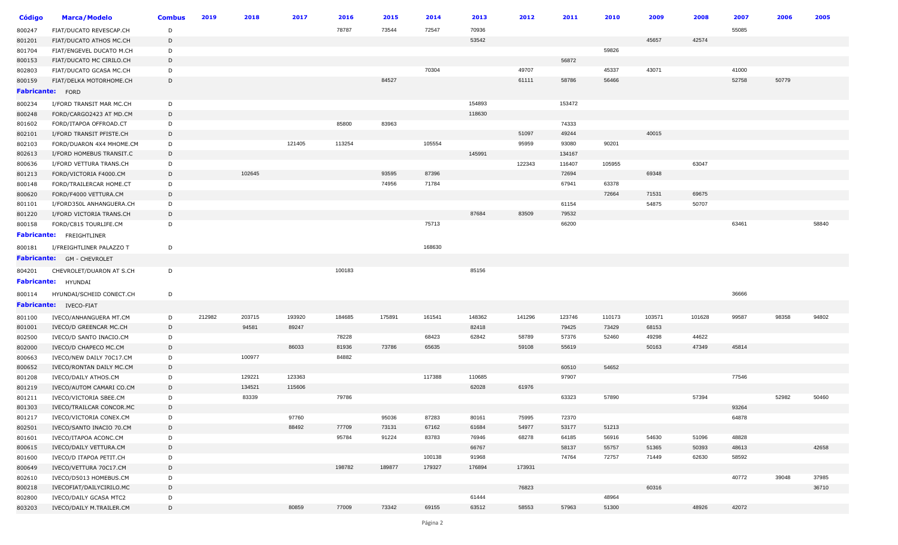| Código | Marca/Modelo | Combus | 2019 | 2018 | 2017 | 2016 | 2015 | 2014 | 2013 | 2012 | 2011 | 2010 | 2009 | 2008 | 2007 | 2006 | 2005 |
|---|---|---|---|---|---|---|---|---|---|---|---|---|---|---|---|---|---|
| 800247 | FIAT/DUCATO REVESCAP.CH | D | | | | 78787 | 73544 | 72547 | 70936 | | | | | | 55085 | | |
| 801201 | FIAT/DUCATO ATHOS MC.CH | D | | | | | | | 53542 | | | | 45657 | 42574 | | | |
| 801704 | FIAT/ENGEVEL DUCATO M.CH | D | | | | | | | | | | 59826 | | | | | |
| 800153 | FIAT/DUCATO MC CIRILO.CH | D | | | | | | | | | 56872 | | | | | | |
| 802803 | FIAT/DUCATO GCASA MC.CH | D | | | | | | 70304 | | 49707 | | 45337 | 43071 | | 41000 | | |
| 800159 | FIAT/DELKA MOTORHOME.CH | D | | | | | 84527 | | | 61111 | 58786 | 56466 | | | 52758 | 50779 | |
| **Fabricante:** | FORD | | | | | | | | | | | | | | | | |
| 800234 | I/FORD TRANSIT MAR MC.CH | D | | | | | | | 154893 | | 153472 | | | | | | |
| 800248 | FORD/CARGO2423 AT MD.CM | D | | | | | | | 118630 | | | | | | | | |
| 801602 | FORD/ITAPOA OFFROAD.CT | D | | | | 85800 | 83963 | | | | 74333 | | | | | | |
| 802101 | I/FORD TRANSIT PFISTE.CH | D | | | | | | | | 51097 | 49244 | | 40015 | | | | |
| 802103 | FORD/DUARON 4X4 MHOME.CM | D | | | 121405 | 113254 | | 105554 | | 95959 | 93080 | 90201 | | | | | |
| 802613 | I/FORD HOMEBUS TRANSIT.C | D | | | | | | | 145991 | | 134167 | | | | | | |
| 800636 | I/FORD VETTURA TRANS.CH | D | | | | | | | | 122343 | 116407 | 105955 | | 63047 | | | |
| 801213 | FORD/VICTORIA F4000.CM | D | | 102645 | | | 93595 | 87396 | | | 72694 | | 69348 | | | | |
| 800148 | FORD/TRAILERCAR HOME.CT | D | | | | | 74956 | 71784 | | | 67941 | 63378 | | | | | |
| 800620 | FORD/F4000 VETTURA.CM | D | | | | | | | | | | 72664 | 71531 | 69675 | | | |
| 801101 | I/FORD350L ANHANGUERA.CH | D | | | | | | | | | 61154 | | 54875 | 50707 | | | |
| 801220 | I/FORD VICTORIA TRANS.CH | D | | | | | | | 87684 | 83509 | 79532 | | | | | | |
| 800158 | FORD/C815 TOURLIFE.CM | D | | | | | | 75713 | | | 66200 | | | | 63461 | | 58840 |
| **Fabricante:** | FREIGHTLINER | | | | | | | | | | | | | | | | |
| 800181 | I/FREIGHTLINER PALAZZO T | D | | | | | | 168630 | | | | | | | | | |
| **Fabricante:** | GM - CHEVROLET | | | | | | | | | | | | | | | | |
| 804201 | CHEVROLET/DUARON AT S.CH | D | | | | 100183 | | | 85156 | | | | | | | | |
| **Fabricante:** | HYUNDAI | | | | | | | | | | | | | | | | |
| 800114 | HYUNDAI/SCHEID CONECT.CH | D | | | | | | | | | | | | | 36666 | | |
| **Fabricante:** | IVECO-FIAT | | | | | | | | | | | | | | | | |
| 801100 | IVECO/ANHANGUERA MT.CM | D | 212982 | 203715 | 193920 | 184685 | 175891 | 161541 | 148362 | 141296 | 123746 | 110173 | 103571 | 101628 | 99587 | 98358 | 94802 |
| 801001 | IVECO/D GREENCAR MC.CH | D | | 94581 | 89247 | | | | 82418 | | 79425 | 73429 | 68153 | | | | |
| 802500 | IVECO/D SANTO INACIO.CM | D | | | | 78228 | | 68423 | 62842 | 58789 | 57376 | 52460 | 49298 | 44622 | | | |
| 802000 | IVECO/D CHAPECO MC.CM | D | | | 86033 | 81936 | 73786 | 65635 | | 59108 | 55619 | | 50163 | 47349 | 45814 | | |
| 800663 | IVECO/NEW DAILY 70C17.CM | D | | 100977 | | 84882 | | | | | | | | | | | |
| 800652 | IVECO/RONTAN DAILY MC.CM | D | | | | | | | | | 60510 | 54652 | | | | | |
| 801208 | IVECO/DAILY ATHOS.CM | D | | 129221 | 123363 | | | 117388 | 110685 | | 97907 | | | | 77546 | | |
| 801219 | IVECO/AUTOM CAMARI CO.CM | D | | 134521 | 115606 | | | | 62028 | 61976 | | | | | | | |
| 801211 | IVECO/VICTORIA SBEE.CM | D | | 83339 | | 79786 | | | | | 63323 | 57890 | | 57394 | | 52982 | 50460 |
| 801303 | IVECO/TRAILCAR CONCOR.MC | D | | | | | | | | | | | | | 93264 | | |
| 801217 | IVECO/VICTORIA CONEX.CM | D | | | 97760 | | 95036 | 87283 | 80161 | 75995 | 72370 | | | | 64878 | | |
| 802501 | IVECO/SANTO INACIO 70.CM | D | | | 88492 | 77709 | 73131 | 67162 | 61684 | 54977 | 53177 | 51213 | | | | | |
| 801601 | IVECO/ITAPOA ACONC.CM | D | | | | 95784 | 91224 | 83783 | 76946 | 68278 | 64185 | 56916 | 54630 | 51096 | 48828 | | |
| 800615 | IVECO/DAILY VETTURA.CM | D | | | | | | | 66767 | | 58137 | 55757 | 51365 | 50393 | 48613 | | 42658 |
| 801600 | IVECO/D ITAPOA PETIT.CH | D | | | | | | 100138 | 91968 | | 74764 | 72757 | 71449 | 62630 | 58592 | | |
| 800649 | IVECO/VETTURA 70C17.CM | D | | | | 198782 | 189877 | 179327 | 176894 | 173931 | | | | | | | |
| 802610 | IVECO/D5013 HOMEBUS.CM | D | | | | | | | | | | | | | 40772 | 39048 | 37985 |
| 800218 | IVECOFIAT/DAILYCIRILO.MC | D | | | | | | | | 76823 | | | 60316 | | | | 36710 |
| 802800 | IVECO/DAILY GCASA MTC2 | D | | | | | | | 61444 | | | 48964 | | | | | |
| 803203 | IVECO/DAILY M.TRAILER.CM | D | | | 80859 | 77009 | 73342 | 69155 | 63512 | 58553 | 57963 | 51300 | | 48926 | 42072 | | |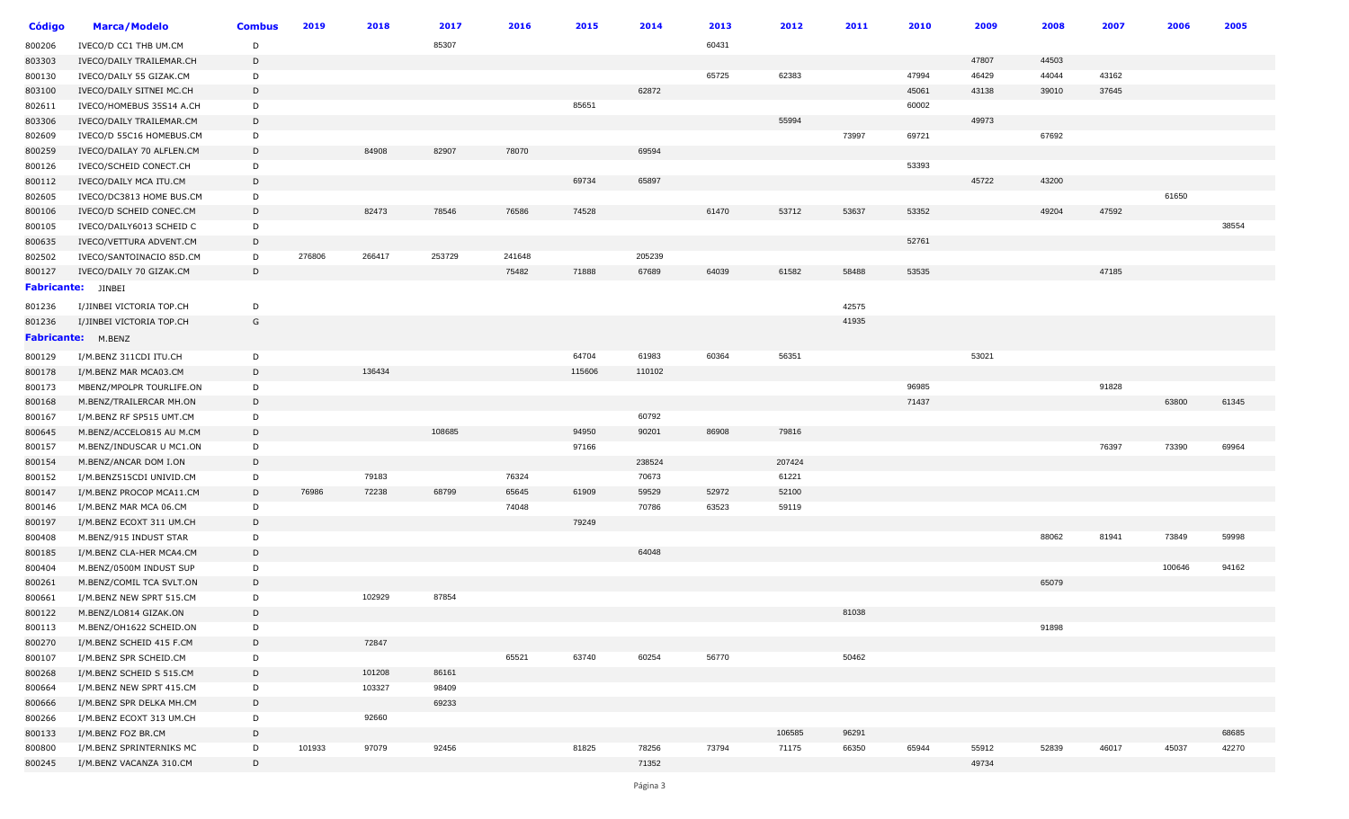| Código | Marca/Modelo | Combus | 2019 | 2018 | 2017 | 2016 | 2015 | 2014 | 2013 | 2012 | 2011 | 2010 | 2009 | 2008 | 2007 | 2006 | 2005 |
|---|---|---|---|---|---|---|---|---|---|---|---|---|---|---|---|---|---|
| 800206 | IVECO/D CC1 THB UM.CM | D | | | 85307 | | | | 60431 | | | | | | | | |
| 803303 | IVECO/DAILY TRAILEMAR.CH | D | | | | | | | | | | | 47807 | 44503 | | | |
| 800130 | IVECO/DAILY 55 GIZAK.CM | D | | | | | | | 65725 | 62383 | | 47994 | 46429 | 44044 | 43162 | | |
| 803100 | IVECO/DAILY SITNEI MC.CH | D | | | | | | 62872 | | | | 45061 | 43138 | 39010 | 37645 | | |
| 802611 | IVECO/HOMEBUS 35S14 A.CH | D | | | | | 85651 | | | | | 60002 | | | | | |
| 803306 | IVECO/DAILY TRAILEMAR.CM | D | | | | | | | | 55994 | | | 49973 | | | | |
| 802609 | IVECO/D 55C16 HOMEBUS.CM | D | | | | | | | | | 73997 | 69721 | | 67692 | | | |
| 800259 | IVECO/DAILAY 70 ALFLEN.CM | D | | 84908 | 82907 | 78070 | | 69594 | | | | | | | | | |
| 800126 | IVECO/SCHEID CONECT.CH | D | | | | | | | | | | 53393 | | | | | |
| 800112 | IVECO/DAILY MCA ITU.CM | D | | | | | 69734 | 65897 | | | | | 45722 | 43200 | | | |
| 802605 | IVECO/DC3813 HOME BUS.CM | D | | | | | | | | | | | | | | 61650 | |
| 800106 | IVECO/D SCHEID CONEC.CM | D | | 82473 | 78546 | 76586 | 74528 | | 61470 | 53712 | 53637 | 53352 | | 49204 | 47592 | | |
| 800105 | IVECO/DAILY6013 SCHEID C | D | | | | | | | | | | | | | | | 38554 |
| 800635 | IVECO/VETTURA ADVENT.CM | D | | | | | | | | | | 52761 | | | | | |
| 802502 | IVECO/SANTOINACIO 85D.CM | D | 276806 | 266417 | 253729 | 241648 | | 205239 | | | | | | | | | |
| 800127 | IVECO/DAILY 70 GIZAK.CM | D | | | | 75482 | 71888 | 67689 | 64039 | 61582 | 58488 | 53535 | | | 47185 | | |
| **Fabricante:** | JINBEI | | | | | | | | | | | | | | | | |
| 801236 | I/JINBEI VICTORIA TOP.CH | D | | | | | | | | | 42575 | | | | | | |
| 801236 | I/JINBEI VICTORIA TOP.CH | G | | | | | | | | | 41935 | | | | | | |
| **Fabricante:** | M.BENZ | | | | | | | | | | | | | | | | |
| 800129 | I/M.BENZ 311CDI ITU.CH | D | | | | | 64704 | 61983 | 60364 | 56351 | | | 53021 | | | | |
| 800178 | I/M.BENZ MAR MCA03.CM | D | | 136434 | | | 115606 | 110102 | | | | | | | | | |
| 800173 | MBENZ/MPOLPR TOURLIFE.ON | D | | | | | | | | | | 96985 | | | 91828 | | |
| 800168 | M.BENZ/TRAILERCAR MH.ON | D | | | | | | | | | | 71437 | | | | 63800 | 61345 |
| 800167 | I/M.BENZ RF SP515 UMT.CM | D | | | | | | 60792 | | | | | | | | | |
| 800645 | M.BENZ/ACCELO815 AU M.CM | D | | | 108685 | | 94950 | 90201 | 86908 | 79816 | | | | | | | |
| 800157 | M.BENZ/INDUSCAR U MC1.ON | D | | | | | 97166 | | | | | | | | 76397 | 73390 | 69964 |
| 800154 | M.BENZ/ANCAR DOM I.ON | D | | | | | | 238524 | | 207424 | | | | | | | |
| 800152 | I/M.BENZ515CDI UNIVID.CM | D | | 79183 | | 76324 | | 70673 | | 61221 | | | | | | | |
| 800147 | I/M.BENZ PROCOP MCA11.CM | D | 76986 | 72238 | 68799 | 65645 | 61909 | 59529 | 52972 | 52100 | | | | | | | |
| 800146 | I/M.BENZ MAR MCA 06.CM | D | | | | 74048 | | 70786 | 63523 | 59119 | | | | | | | |
| 800197 | I/M.BENZ ECOXT 311 UM.CH | D | | | | | 79249 | | | | | | | | | | |
| 800408 | M.BENZ/915 INDUST STAR | D | | | | | | | | | | | | 88062 | 81941 | 73849 | 59998 |
| 800185 | I/M.BENZ CLA-HER MCA4.CM | D | | | | | | 64048 | | | | | | | | | |
| 800404 | M.BENZ/0500M INDUST SUP | D | | | | | | | | | | | | | | 100646 | 94162 |
| 800261 | M.BENZ/COMIL TCA SVLT.ON | D | | | | | | | | | | | | 65079 | | | |
| 800661 | I/M.BENZ NEW SPRT 515.CM | D | | 102929 | 87854 | | | | | | | | | | | | |
| 800122 | M.BENZ/LO814 GIZAK.ON | D | | | | | | | | | 81038 | | | | | | |
| 800113 | M.BENZ/OH1622 SCHEID.ON | D | | | | | | | | | | | | 91898 | | | |
| 800270 | I/M.BENZ SCHEID 415 F.CM | D | | 72847 | | | | | | | | | | | | | |
| 800107 | I/M.BENZ SPR SCHEID.CM | D | | | | 65521 | 63740 | 60254 | 56770 | | 50462 | | | | | | |
| 800268 | I/M.BENZ SCHEID S 515.CM | D | | 101208 | 86161 | | | | | | | | | | | | |
| 800664 | I/M.BENZ NEW SPRT 415.CM | D | | 103327 | 98409 | | | | | | | | | | | | |
| 800666 | I/M.BENZ SPR DELKA MH.CM | D | | | 69233 | | | | | | | | | | | | |
| 800266 | I/M.BENZ ECOXT 313 UM.CH | D | | 92660 | | | | | | | | | | | | | |
| 800133 | I/M.BENZ FOZ BR.CM | D | | | | | | | | 106585 | 96291 | | | | | | 68685 |
| 800800 | I/M.BENZ SPRINTERNIKS MC | D | 101933 | 97079 | 92456 | | 81825 | 78256 | 73794 | 71175 | 66350 | 65944 | 55912 | 52839 | 46017 | 45037 | 42270 |
| 800245 | I/M.BENZ VACANZA 310.CM | D | | | | | | 71352 | | | | | 49734 | | | | |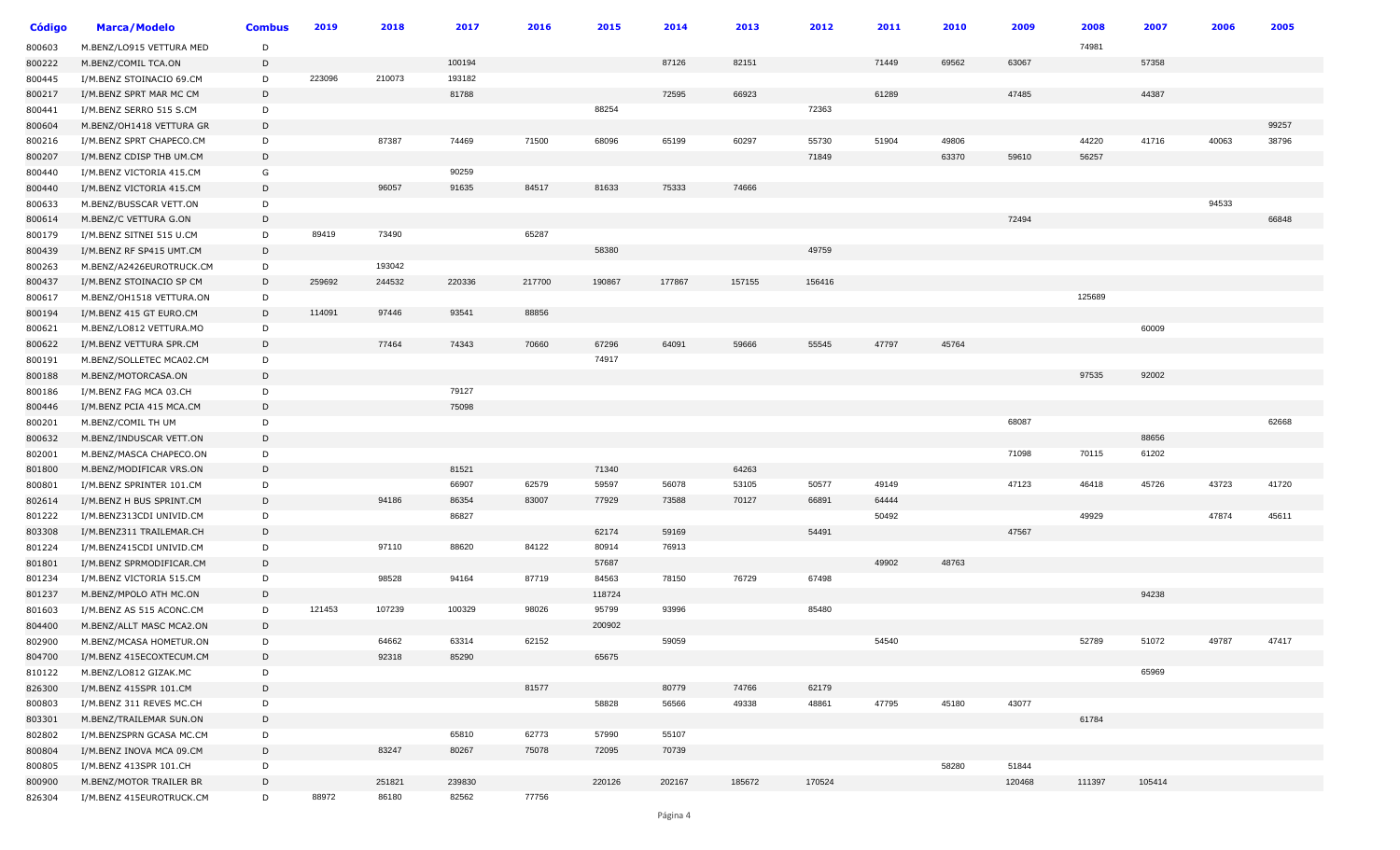| Código | Marca/Modelo | Combus | 2019 | 2018 | 2017 | 2016 | 2015 | 2014 | 2013 | 2012 | 2011 | 2010 | 2009 | 2008 | 2007 | 2006 | 2005 |
|---|---|---|---|---|---|---|---|---|---|---|---|---|---|---|---|---|---|
| 800603 | M.BENZ/LO915 VETTURA MED | D | | | | | | | | | | | | 74981 | | | |
| 800222 | M.BENZ/COMIL TCA.ON | D | | | 100194 | | | 87126 | 82151 | | 71449 | 69562 | 63067 | | 57358 | | |
| 800445 | I/M.BENZ STOINACIO 69.CM | D | 223096 | 210073 | 193182 | | | | | | | | | | | | |
| 800217 | I/M.BENZ SPRT MAR MC CM | D | | | 81788 | | | 72595 | 66923 | | 61289 | | 47485 | | 44387 | | |
| 800441 | I/M.BENZ SERRO 515 S.CM | D | | | | | 88254 | | | 72363 | | | | | | | |
| 800604 | M.BENZ/OH1418 VETTURA GR | D | | | | | | | | | | | | | | | 99257 |
| 800216 | I/M.BENZ SPRT CHAPECO.CM | D | | 87387 | 74469 | 71500 | 68096 | 65199 | 60297 | 55730 | 51904 | 49806 | | 44220 | 41716 | 40063 | 38796 |
| 800207 | I/M.BENZ CDISP THB UM.CM | D | | | | | | | | 71849 | | 63370 | 59610 | 56257 | | | |
| 800440 | I/M.BENZ VICTORIA 415.CM | G | | | 90259 | | | | | | | | | | | | |
| 800440 | I/M.BENZ VICTORIA 415.CM | D | | 96057 | 91635 | 84517 | 81633 | 75333 | 74666 | | | | | | | | |
| 800633 | M.BENZ/BUSSCAR VETT.ON | D | | | | | | | | | | | | | | 94533 | |
| 800614 | M.BENZ/C VETTURA G.ON | D | | | | | | | | | | | 72494 | | | | 66848 |
| 800179 | I/M.BENZ SITNEI 515 U.CM | D | 89419 | 73490 | | 65287 | | | | | | | | | | | |
| 800439 | I/M.BENZ RF SP415 UMT.CM | D | | | | | 58380 | | | 49759 | | | | | | | |
| 800263 | M.BENZ/A2426EUROTRUCK.CM | D | | 193042 | | | | | | | | | | | | | |
| 800437 | I/M.BENZ STOINACIO SP CM | D | 259692 | 244532 | 220336 | 217700 | 190867 | 177867 | 157155 | 156416 | | | | | | | |
| 800617 | M.BENZ/OH1518 VETTURA.ON | D | | | | | | | | | | | | 125689 | | | |
| 800194 | I/M.BENZ 415 GT EURO.CM | D | 114091 | 97446 | 93541 | 88856 | | | | | | | | | | | |
| 800621 | M.BENZ/LO812 VETTURA.MO | D | | | | | | | | | | | | | 60009 | | |
| 800622 | I/M.BENZ VETTURA SPR.CM | D | | 77464 | 74343 | 70660 | 67296 | 64091 | 59666 | 55545 | 47797 | 45764 | | | | | |
| 800191 | M.BENZ/SOLLETEC MCA02.CM | D | | | | | 74917 | | | | | | | | | | |
| 800188 | M.BENZ/MOTORCASA.ON | D | | | | | | | | | | | | 97535 | 92002 | | |
| 800186 | I/M.BENZ FAG MCA 03.CH | D | | | 79127 | | | | | | | | | | | | |
| 800446 | I/M.BENZ PCIA 415 MCA.CM | D | | | 75098 | | | | | | | | | | | | |
| 800201 | M.BENZ/COMIL TH UM | D | | | | | | | | | | | 68087 | | | | 62668 |
| 800632 | M.BENZ/INDUSCAR VETT.ON | D | | | | | | | | | | | | | 88656 | | |
| 802001 | M.BENZ/MASCA CHAPECO.ON | D | | | | | | | | | | | 71098 | 70115 | 61202 | | |
| 801800 | M.BENZ/MODIFICAR VRS.ON | D | | | 81521 | | 71340 | | 64263 | | | | | | | | |
| 800801 | I/M.BENZ SPRINTER 101.CM | D | | | 66907 | 62579 | 59597 | 56078 | 53105 | 50577 | 49149 | | 47123 | 46418 | 45726 | 43723 | 41720 |
| 802614 | I/M.BENZ H BUS SPRINT.CM | D | | 94186 | 86354 | 83007 | 77929 | 73588 | 70127 | 66891 | 64444 | | | | | | |
| 801222 | I/M.BENZ313CDI UNIVID.CM | D | | | 86827 | | | | | | 50492 | | | 49929 | | 47874 | 45611 |
| 803308 | I/M.BENZ311 TRAILEMAR.CH | D | | | | | 62174 | 59169 | | 54491 | | | 47567 | | | | |
| 801224 | I/M.BENZ415CDI UNIVID.CM | D | | 97110 | 88620 | 84122 | 80914 | 76913 | | | | | | | | | |
| 801801 | I/M.BENZ SPRMODIFICAR.CM | D | | | | | 57687 | | | | 49902 | 48763 | | | | | |
| 801234 | I/M.BENZ VICTORIA 515.CM | D | | 98528 | 94164 | 87719 | 84563 | 78150 | 76729 | 67498 | | | | | | | |
| 801237 | M.BENZ/MPOLO ATH MC.ON | D | | | | | 118724 | | | | | | | | 94238 | | |
| 801603 | I/M.BENZ AS 515 ACONC.CM | D | 121453 | 107239 | 100329 | 98026 | 95799 | 93996 | | 85480 | | | | | | | |
| 804400 | M.BENZ/ALLT MASC MCA2.ON | D | | | | | 200902 | | | | | | | | | | |
| 802900 | M.BENZ/MCASA HOMETUR.ON | D | | 64662 | 63314 | 62152 | | 59059 | | | 54540 | | | 52789 | 51072 | 49787 | 47417 |
| 804700 | I/M.BENZ 415ECOXTECUM.CM | D | | 92318 | 85290 | | 65675 | | | | | | | | | | |
| 810122 | M.BENZ/LO812 GIZAK.MC | D | | | | | | | | | | | | | 65969 | | |
| 826300 | I/M.BENZ 415SPR 101.CM | D | | | | 81577 | | 80779 | 74766 | 62179 | | | | | | | |
| 800803 | I/M.BENZ 311 REVES MC.CH | D | | | | | 58828 | 56566 | 49338 | 48861 | 47795 | 45180 | 43077 | | | | |
| 803301 | M.BENZ/TRAILEMAR SUN.ON | D | | | | | | | | | | | | 61784 | | | |
| 802802 | I/M.BENZSPRN GCASA MC.CM | D | | | 65810 | 62773 | 57990 | 55107 | | | | | | | | | |
| 800804 | I/M.BENZ INOVA MCA 09.CM | D | | 83247 | 80267 | 75078 | 72095 | 70739 | | | | | | | | | |
| 800805 | I/M.BENZ 413SPR 101.CH | D | | | | | | | | | | 58280 | 51844 | | | | |
| 800900 | M.BENZ/MOTOR TRAILER BR | D | | 251821 | 239830 | | 220126 | 202167 | 185672 | 170524 | | | 120468 | 111397 | 105414 | | |
| 826304 | I/M.BENZ 415EUROTRUCK.CM | D | 88972 | 86180 | 82562 | 77756 | | | | | | | | | | | |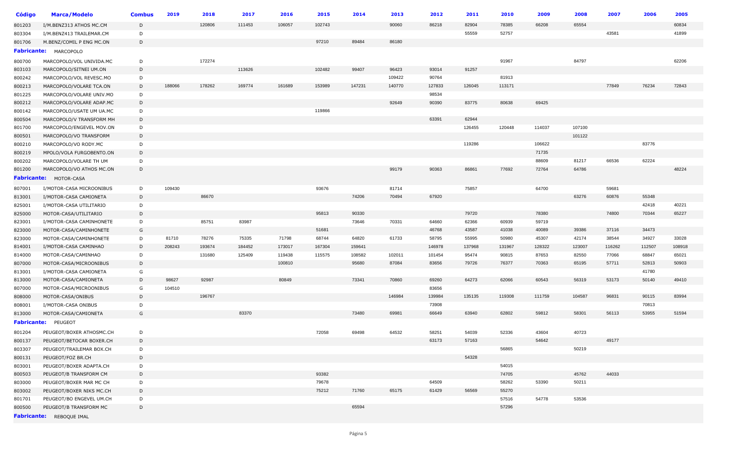| Código | Marca/Modelo | Combus | 2019 | 2018 | 2017 | 2016 | 2015 | 2014 | 2013 | 2012 | 2011 | 2010 | 2009 | 2008 | 2007 | 2006 | 2005 |
|---|---|---|---|---|---|---|---|---|---|---|---|---|---|---|---|---|---|
| 801203 | I/M.BENZ313 ATHOS MC.CM | D | | 120806 | 111453 | 106057 | 102743 | | 90060 | 86218 | 82904 | 78385 | 66208 | 65554 | | | 60834 |
| 803304 | I/M.BENZ413 TRAILEMAR.CM | D | | | | | | | | | 55559 | 52757 | | | 43581 | | 41899 |
| 801706 | M.BENZ/COMIL P ENG MC.ON | D | | | | | 97210 | 89484 | 86180 | | | | | | | | |
| **Fabricante:** MARCOPOLO | | | | | | | | | | | | | | | | | |
| 800700 | MARCOPOLO/VOL UNIVIDA.MC | D | | 172274 | | | | | | | | 91967 | | 84797 | | | 62206 |
| 803103 | MARCOPOLO/SITNEI UM.ON | D | | | 113626 | | 102482 | 99407 | 96423 | 93014 | 91257 | | | | | | |
| 800242 | MARCOPOLO/VOL REVESC.MO | D | | | | | | | 109422 | 90764 | | 81913 | | | | | |
| 800213 | MARCOPOLO/VOLARE TCA.ON | D | 188066 | 178262 | 169774 | 161689 | 153989 | 147231 | 140770 | 127833 | 126045 | 113171 | | | 77849 | 76234 | 72843 |
| 801225 | MARCOPOLO/VOLARE UNIV.MO | D | | | | | | | | 98534 | | | | | | | |
| 800212 | MARCOPOLO/VOLARE ADAP.MC | D | | | | | | | 92649 | 90390 | 83775 | 80638 | 69425 | | | | |
| 800142 | MARCOPOLO/USATE UM UA.MC | D | | | | | 119866 | | | | | | | | | | |
| 800504 | MARCOPOLO/V TRANSFORM MH | D | | | | | | | | 63391 | 62944 | | | | | | |
| 801700 | MARCOPOLO/ENGEVEL MOV.ON | D | | | | | | | | | 126455 | 120448 | 114037 | 107100 | | | |
| 800501 | MARCOPOLO/VO TRANSFORM | D | | | | | | | | | | | | 101122 | | | |
| 800210 | MARCOPOLO/VO RODY.MC | D | | | | | | | | | 119286 | | 106622 | | | 83776 | |
| 800219 | MPOLO/VOLA FURGOBENTO.ON | D | | | | | | | | | | | 71735 | | | | |
| 800202 | MARCOPOLO/VOLARE TH UM | D | | | | | | | | | | | 88609 | 81217 | 66536 | 62224 | |
| 801200 | MARCOPOLO/VO ATHOS MC.ON | D | | | | | | | 99179 | 90363 | 86861 | 77692 | 72764 | 64786 | | | 48224 |
| **Fabricante:** MOTOR-CASA | | | | | | | | | | | | | | | | | |
| 807001 | I/MOTOR-CASA MICROONIBUS | D | 109430 | | | | 93676 | | 81714 | | 75857 | | 64700 | | 59681 | | |
| 813001 | I/MOTOR-CASA CAMIONETA | D | | 86670 | | | | 74206 | 70494 | 67920 | | | | 63276 | 60876 | 55348 | |
| 825001 | I/MOTOR-CASA UTILITARIO | D | | | | | | | | | | | | | | 42418 | 40221 |
| 825000 | MOTOR-CASA/UTILITARIO | D | | | | | 95813 | 90330 | | | 79720 | | 78380 | | 74800 | 70344 | 65227 |
| 823001 | I/MOTOR-CASA CAMINHONETE | D | | 85751 | 83987 | | | 73646 | 70331 | 64660 | 62366 | 60939 | 59719 | | | | |
| 823000 | MOTOR-CASA/CAMINHONETE | G | | | | | 51681 | | | 46768 | 43587 | 41038 | 40089 | 39386 | 37116 | 34473 | |
| 823000 | MOTOR-CASA/CAMINHONETE | D | 81710 | 78276 | 75335 | 71798 | 68744 | 64820 | 61733 | 58795 | 55995 | 50980 | 45307 | 42174 | 38544 | 34927 | 33028 |
| 814001 | I/MOTOR-CASA CAMINHAO | D | 208243 | 193674 | 184452 | 173017 | 167304 | 159641 | | 146978 | 137968 | 131967 | 128322 | 123007 | 116262 | 112507 | 108918 |
| 814000 | MOTOR-CASA/CAMINHAO | D | | 131680 | 125409 | 119438 | 115575 | 108582 | 102011 | 101454 | 95474 | 90815 | 87653 | 82550 | 77066 | 68847 | 65021 |
| 807000 | MOTOR-CASA/MICROONIBUS | D | | | | 100810 | | 95680 | 87084 | 83656 | 79726 | 76377 | 70363 | 65195 | 57711 | 52813 | 50903 |
| 813001 | I/MOTOR-CASA CAMIONETA | G | | | | | | | | | | | | | | 41780 | |
| 813000 | MOTOR-CASA/CAMIONETA | D | 98627 | 92987 | | 80849 | | 73341 | 70860 | 69260 | 64273 | 62066 | 60543 | 56319 | 53173 | 50140 | 49410 |
| 807000 | MOTOR-CASA/MICROONIBUS | G | 104510 | | | | | | | 83656 | | | | | | | |
| 808000 | MOTOR-CASA/ONIBUS | D | | 196767 | | | | | 146984 | 139984 | 135135 | 119308 | 111759 | 104587 | 96831 | 90115 | 83994 |
| 808001 | I/MOTOR-CASA ONIBUS | D | | | | | | | | 73908 | | | | | | 70813 | |
| 813000 | MOTOR-CASA/CAMIONETA | G | | | 83370 | | | 73480 | 69981 | 66649 | 63940 | 62802 | 59812 | 58301 | 56113 | 53955 | 51594 |
| **Fabricante:** PEUGEOT | | | | | | | | | | | | | | | | | |
| 801204 | PEUGEOT/BOXER ATHOSMC.CH | D | | | | | 72058 | 69498 | 64532 | 58251 | 54039 | 52336 | 43604 | 40723 | | | |
| 800137 | PEUGEOT/BETOCAR BOXER.CH | D | | | | | | | | 63173 | 57163 | | 54642 | | 49177 | | |
| 803307 | PEUGEOT/TRAILEMAR BOX.CH | D | | | | | | | | | | 56865 | | 50219 | | | |
| 800131 | PEUGEOT/FOZ BR.CH | D | | | | | | | | | 54328 | | | | | | |
| 803001 | PEUGEOT/BOXER ADAPTA.CH | D | | | | | | | | | | 54015 | | | | | |
| 800503 | PEUGEOT/B TRANSFORM CM | D | | | | | 93382 | | | | | 74705 | | 45762 | 44033 | | |
| 803000 | PEUGEOT/BOXER MAR MC CH | D | | | | | 79678 | | | 64509 | | 58262 | 53390 | 50211 | | | |
| 803002 | PEUGEOT/BOXER NIKS MC.CH | D | | | | | 75212 | 71760 | 65175 | 61429 | 56569 | 55270 | | | | | |
| 801701 | PEUGEOT/BO ENGEVEL UM.CH | D | | | | | | | | | | 57516 | 54778 | 53536 | | | |
| 800500 | PEUGEOT/B TRANSFORM MC | D | | | | | | 65594 | | | | 57296 | | | | | |
| **Fabricante:** REBOQUE IMAL | | | | | | | | | | | | | | | | | |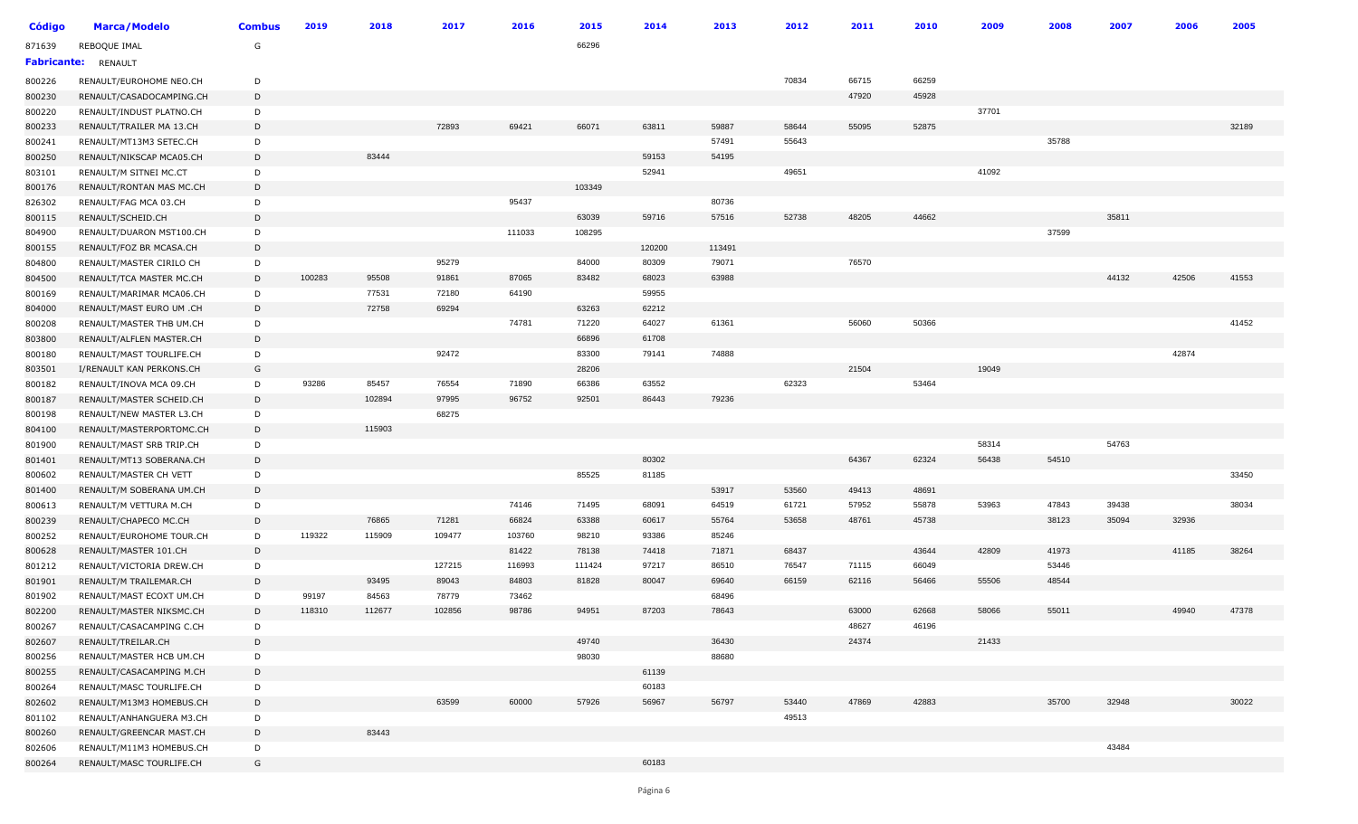| Código | Marca/Modelo | Combus | 2019 | 2018 | 2017 | 2016 | 2015 | 2014 | 2013 | 2012 | 2011 | 2010 | 2009 | 2008 | 2007 | 2006 | 2005 |
|---|---|---|---|---|---|---|---|---|---|---|---|---|---|---|---|---|---|
| 871639 | REBOQUE IMAL | G | | | | | 66296 | | | | | | | | | | |
| **Fabricante:** | RENAULT | | | | | | | | | | | | | | | | |
| 800226 | RENAULT/EUROHOME NEO.CH | D | | | | | | | | 70834 | 66715 | 66259 | | | | | |
| 800230 | RENAULT/CASADOCAMPING.CH | D | | | | | | | | | 47920 | 45928 | | | | | |
| 800220 | RENAULT/INDUST PLATNO.CH | D | | | | | | | | | | | 37701 | | | | |
| 800233 | RENAULT/TRAILER MA 13.CH | D | | | 72893 | 69421 | 66071 | 63811 | 59887 | 58644 | 55095 | 52875 | | | | | 32189 |
| 800241 | RENAULT/MT13M3 SETEC.CH | D | | | | | | | 57491 | 55643 | | | | 35788 | | | |
| 800250 | RENAULT/NIKSCAP MCA05.CH | D | | 83444 | | | | 59153 | 54195 | | | | | | | | |
| 803101 | RENAULT/M SITNEI MC.CT | D | | | | | | 52941 | | 49651 | | | 41092 | | | | |
| 800176 | RENAULT/RONTAN MAS MC.CH | D | | | | | 103349 | | | | | | | | | | |
| 826302 | RENAULT/FAG MCA 03.CH | D | | | | 95437 | | | 80736 | | | | | | | | |
| 800115 | RENAULT/SCHEID.CH | D | | | | | 63039 | 59716 | 57516 | 52738 | 48205 | 44662 | | | 35811 | | |
| 804900 | RENAULT/DUARON MST100.CH | D | | | | 111033 | 108295 | | | | | | | 37599 | | | |
| 800155 | RENAULT/FOZ BR MCASA.CH | D | | | | | | 120200 | 113491 | | | | | | | | |
| 804800 | RENAULT/MASTER CIRILO CH | D | | | 95279 | | 84000 | 80309 | 79071 | | 76570 | | | | | | |
| 804500 | RENAULT/TCA MASTER MC.CH | D | 100283 | 95508 | 91861 | 87065 | 83482 | 68023 | 63988 | | | | | | 44132 | 42506 | 41553 |
| 800169 | RENAULT/MARIMAR MCA06.CH | D | | 77531 | 72180 | 64190 | | 59955 | | | | | | | | | |
| 804000 | RENAULT/MAST EURO UM .CH | D | | 72758 | 69294 | | 63263 | 62212 | | | | | | | | | |
| 800208 | RENAULT/MASTER THB UM.CH | D | | | | 74781 | 71220 | 64027 | 61361 | | 56060 | 50366 | | | | | 41452 |
| 803800 | RENAULT/ALFLEN MASTER.CH | D | | | | | 66896 | 61708 | | | | | | | | | |
| 800180 | RENAULT/MAST TOURLIFE.CH | D | | | 92472 | | 83300 | 79141 | 74888 | | | | | | | 42874 | |
| 803501 | I/RENAULT KAN PERKONS.CH | G | | | | | 28206 | | | | 21504 | | 19049 | | | | |
| 800182 | RENAULT/INOVA MCA 09.CH | D | 93286 | 85457 | 76554 | 71890 | 66386 | 63552 | | 62323 | | 53464 | | | | | |
| 800187 | RENAULT/MASTER SCHEID.CH | D | | 102894 | 97995 | 96752 | 92501 | 86443 | 79236 | | | | | | | | |
| 800198 | RENAULT/NEW MASTER L3.CH | D | | | 68275 | | | | | | | | | | | | |
| 804100 | RENAULT/MASTERPORTOMC.CH | D | | 115903 | | | | | | | | | | | | | |
| 801900 | RENAULT/MAST SRB TRIP.CH | D | | | | | | | | | | | 58314 | | 54763 | | |
| 801401 | RENAULT/MT13 SOBERANA.CH | D | | | | | | 80302 | | | 64367 | 62324 | 56438 | 54510 | | | |
| 800602 | RENAULT/MASTER CH VETT | D | | | | | 85525 | 81185 | | | | | | | | | 33450 |
| 801400 | RENAULT/M SOBERANA UM.CH | D | | | | | | | 53917 | 53560 | 49413 | 48691 | | | | | |
| 800613 | RENAULT/M VETTURA M.CH | D | | | | 74146 | 71495 | 68091 | 64519 | 61721 | 57952 | 55878 | 53963 | 47843 | 39438 | | 38034 |
| 800239 | RENAULT/CHAPECO MC.CH | D | | 76865 | 71281 | 66824 | 63388 | 60617 | 55764 | 53658 | 48761 | 45738 | | 38123 | 35094 | 32936 | |
| 800252 | RENAULT/EUROHOME TOUR.CH | D | 119322 | 115909 | 109477 | 103760 | 98210 | 93386 | 85246 | | | | | | | | |
| 800628 | RENAULT/MASTER 101.CH | D | | | | 81422 | 78138 | 74418 | 71871 | 68437 | | 43644 | 42809 | 41973 | | 41185 | 38264 |
| 801212 | RENAULT/VICTORIA DREW.CH | D | | | 127215 | 116993 | 111424 | 97217 | 86510 | 76547 | 71115 | 66049 | | 53446 | | | |
| 801901 | RENAULT/M TRAILEMAR.CH | D | | 93495 | 89043 | 84803 | 81828 | 80047 | 69640 | 66159 | 62116 | 56466 | 55506 | 48544 | | | |
| 801902 | RENAULT/MAST ECOXT UM.CH | D | 99197 | 84563 | 78779 | 73462 | | | 68496 | | | | | | | | |
| 802200 | RENAULT/MASTER NIKSMC.CH | D | 118310 | 112677 | 102856 | 98786 | 94951 | 87203 | 78643 | | 63000 | 62668 | 58066 | 55011 | | 49940 | 47378 |
| 800267 | RENAULT/CASACAMPING C.CH | D | | | | | | | | | 48627 | 46196 | | | | | |
| 802607 | RENAULT/TREILAR.CH | D | | | | | 49740 | | 36430 | | 24374 | | 21433 | | | | |
| 800256 | RENAULT/MASTER HCB UM.CH | D | | | | | 98030 | | 88680 | | | | | | | | |
| 800255 | RENAULT/CASACAMPING M.CH | D | | | | | | 61139 | | | | | | | | | |
| 800264 | RENAULT/MASC TOURLIFE.CH | D | | | | | | 60183 | | | | | | | | | |
| 802602 | RENAULT/M13M3 HOMEBUS.CH | D | | | 63599 | 60000 | 57926 | 56967 | 56797 | 53440 | 47869 | 42883 | | 35700 | 32948 | | 30022 |
| 801102 | RENAULT/ANHANGUERA M3.CH | D | | | | | | | | 49513 | | | | | | | |
| 800260 | RENAULT/GREENCAR MAST.CH | D | | 83443 | | | | | | | | | | | | | |
| 802606 | RENAULT/M11M3 HOMEBUS.CH | D | | | | | | | | | | | | | 43484 | | |
| 800264 | RENAULT/MASC TOURLIFE.CH | G | | | | | | 60183 | | | | | | | | | |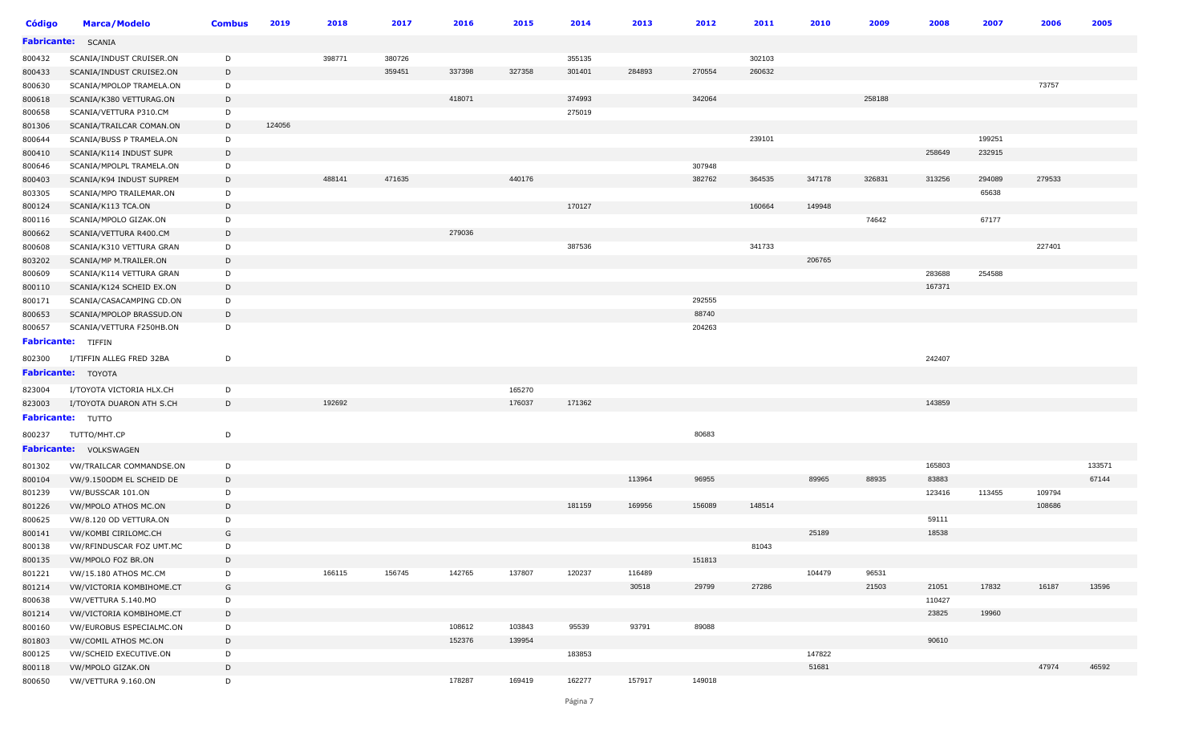| Código | Marca/Modelo | Combus | 2019 | 2018 | 2017 | 2016 | 2015 | 2014 | 2013 | 2012 | 2011 | 2010 | 2009 | 2008 | 2007 | 2006 | 2005 |
|---|---|---|---|---|---|---|---|---|---|---|---|---|---|---|---|---|---|
| **Fabricante:** | SCANIA | | | | | | | | | | | | | | | | |
| 800432 | SCANIA/INDUST CRUISER.ON | D | | 398771 | 380726 | | | 355135 | | | 302103 | | | | | | |
| 800433 | SCANIA/INDUST CRUISE2.ON | D | | | 359451 | 337398 | 327358 | 301401 | 284893 | 270554 | 260632 | | | | | | |
| 800630 | SCANIA/MPOLOP TRAMELA.ON | D | | | | | | | | | | | | | | 73757 | |
| 800618 | SCANIA/K380 VETTURAG.ON | D | | | | 418071 | | 374993 | | 342064 | | | 258188 | | | | |
| 800658 | SCANIA/VETTURA P310.CM | D | | | | | | 275019 | | | | | | | | | |
| 801306 | SCANIA/TRAILCAR COMAN.ON | D | 124056 | | | | | | | | | | | | | | |
| 800644 | SCANIA/BUSS P TRAMELA.ON | D | | | | | | | | | 239101 | | | | 199251 | | |
| 800410 | SCANIA/K114 INDUST SUPR | D | | | | | | | | | | | | 258649 | 232915 | | |
| 800646 | SCANIA/MPOLPL TRAMELA.ON | D | | | | | | | | 307948 | | | | | | | |
| 800403 | SCANIA/K94 INDUST SUPREM | D | | 488141 | 471635 | | 440176 | | | 382762 | 364535 | 347178 | 326831 | 313256 | 294089 | 279533 | |
| 803305 | SCANIA/MPO TRAILEMAR.ON | D | | | | | | | | | | | | | 65638 | | |
| 800124 | SCANIA/K113 TCA.ON | D | | | | | | 170127 | | | 160664 | 149948 | | | | | |
| 800116 | SCANIA/MPOLO GIZAK.ON | D | | | | | | | | | | | 74642 | | 67177 | | |
| 800662 | SCANIA/VETTURA R400.CM | D | | | | 279036 | | | | | | | | | | | |
| 800608 | SCANIA/K310 VETTURA GRAN | D | | | | | | 387536 | | | 341733 | | | | | 227401 | |
| 803202 | SCANIA/MP M.TRAILER.ON | D | | | | | | | | | | 206765 | | | | | |
| 800609 | SCANIA/K114 VETTURA GRAN | D | | | | | | | | | | | | 283688 | 254588 | | |
| 800110 | SCANIA/K124 SCHEID EX.ON | D | | | | | | | | | | | | 167371 | | | |
| 800171 | SCANIA/CASACAMPING CD.ON | D | | | | | | | | 292555 | | | | | | | |
| 800653 | SCANIA/MPOLOP BRASSUD.ON | D | | | | | | | | 88740 | | | | | | | |
| 800657 | SCANIA/VETTURA F250HB.ON | D | | | | | | | | 204263 | | | | | | | |
| **Fabricante:** | TIFFIN | | | | | | | | | | | | | | | | |
| 802300 | I/TIFFIN ALLEG FRED 32BA | D | | | | | | | | | | | | 242407 | | | |
| **Fabricante:** | TOYOTA | | | | | | | | | | | | | | | | |
| 823004 | I/TOYOTA VICTORIA HLX.CH | D | | | | | 165270 | | | | | | | | | | |
| 823003 | I/TOYOTA DUARON ATH S.CH | D | | 192692 | | | 176037 | 171362 | | | | | | 143859 | | | |
| **Fabricante:** | TUTTO | | | | | | | | | | | | | | | | |
| 800237 | TUTTO/MHT.CP | D | | | | | | | | 80683 | | | | | | | |
| **Fabricante:** | VOLKSWAGEN | | | | | | | | | | | | | | | | |
| 801302 | VW/TRAILCAR COMMANDSE.ON | D | | | | | | | | | | | | 165803 | | | 133571 |
| 800104 | VW/9.150ODM EL SCHEID DE | D | | | | | | | 113964 | 96955 | | 89965 | 88935 | 83883 | | | 67144 |
| 801239 | VW/BUSSCAR 101.ON | D | | | | | | | | | | | | 123416 | 113455 | 109794 | |
| 801226 | VW/MPOLO ATHOS MC.ON | D | | | | | | 181159 | 169956 | 156089 | 148514 | | | | | 108686 | |
| 800625 | VW/8.120 OD VETTURA.ON | D | | | | | | | | | | | | 59111 | | | |
| 800141 | VW/KOMBI CIRILOMC.CH | G | | | | | | | | | | 25189 | | 18538 | | | |
| 800138 | VW/RFINDUSCAR FOZ UMT.MC | D | | | | | | | | | 81043 | | | | | | |
| 800135 | VW/MPOLO FOZ BR.ON | D | | | | | | | | 151813 | | | | | | | |
| 801221 | VW/15.180 ATHOS MC.CM | D | | 166115 | 156745 | 142765 | 137807 | 120237 | 116489 | | | 104479 | 96531 | | | | |
| 801214 | VW/VICTORIA KOMBIHOME.CT | G | | | | | | | 30518 | 29799 | 27286 | | 21503 | 21051 | 17832 | 16187 | 13596 |
| 800638 | VW/VETTURA 5.140.MO | D | | | | | | | | | | | | 110427 | | | |
| 801214 | VW/VICTORIA KOMBIHOME.CT | D | | | | | | | | | | | | 23825 | 19960 | | |
| 800160 | VW/EUROBUS ESPECIALMC.ON | D | | | | 108612 | 103843 | 95539 | 93791 | 89088 | | | | | | | |
| 801803 | VW/COMIL ATHOS MC.ON | D | | | | 152376 | 139954 | | | | | | | 90610 | | | |
| 800125 | VW/SCHEID EXECUTIVE.ON | D | | | | | | 183853 | | | | 147822 | | | | | |
| 800118 | VW/MPOLO GIZAK.ON | D | | | | | | | | | | 51681 | | | | 47974 | 46592 |
| 800650 | VW/VETTURA 9.160.ON | D | | | | 178287 | 169419 | 162277 | 157917 | 149018 | | | | | | | |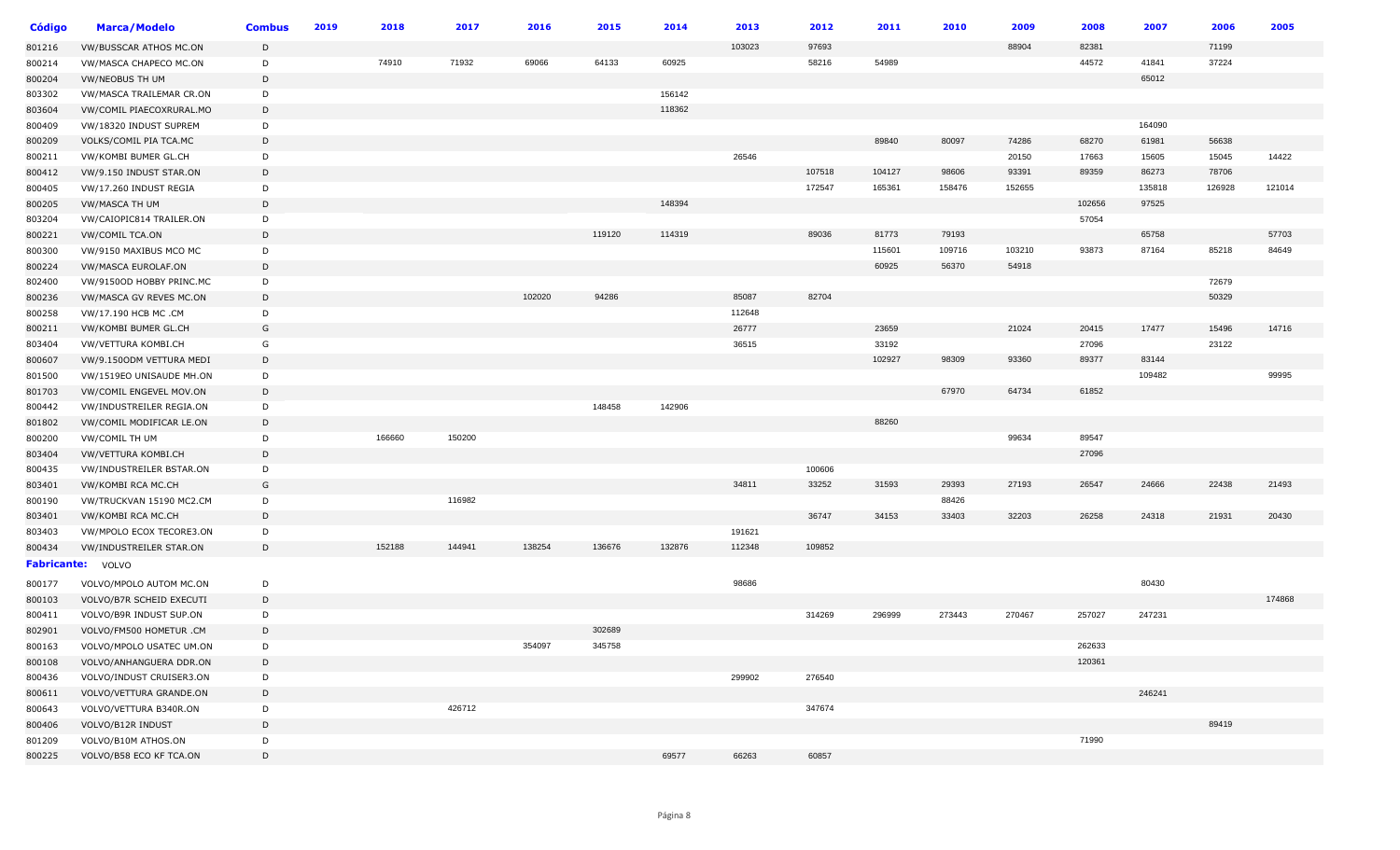| Código | Marca/Modelo | Combus | 2019 | 2018 | 2017 | 2016 | 2015 | 2014 | 2013 | 2012 | 2011 | 2010 | 2009 | 2008 | 2007 | 2006 | 2005 |
|---|---|---|---|---|---|---|---|---|---|---|---|---|---|---|---|---|---|
| 801216 | VW/BUSSCAR ATHOS MC.ON | D | | | | | | | 103023 | 97693 | | | 88904 | 82381 | | 71199 | |
| 800214 | VW/MASCA CHAPECO MC.ON | D | | 74910 | 71932 | 69066 | 64133 | 60925 | | 58216 | 54989 | | | 44572 | 41841 | 37224 | |
| 800204 | VW/NEOBUS TH UM | D | | | | | | | | | | | | | 65012 | | |
| 803302 | VW/MASCA TRAILEMAR CR.ON | D | | | | | | 156142 | | | | | | | | | |
| 803604 | VW/COMIL PIAECOXRURAL.MO | D | | | | | | 118362 | | | | | | | | | |
| 800409 | VW/18320 INDUST SUPREM | D | | | | | | | | | | | | | 164090 | | |
| 800209 | VOLKS/COMIL PIA TCA.MC | D | | | | | | | | | 89840 | 80097 | 74286 | 68270 | 61981 | 56638 | |
| 800211 | VW/KOMBI BUMER GL.CH | D | | | | | | | 26546 | | | | 20150 | 17663 | 15605 | 15045 | 14422 |
| 800412 | VW/9.150 INDUST STAR.ON | D | | | | | | | | 107518 | 104127 | 98606 | 93391 | 89359 | 86273 | 78706 | |
| 800405 | VW/17.260 INDUST REGIA | D | | | | | | | | 172547 | 165361 | 158476 | 152655 | | 135818 | 126928 | 121014 |
| 800205 | VW/MASCA TH UM | D | | | | | | 148394 | | | | | | 102656 | 97525 | | |
| 803204 | VW/CAIOPIC814 TRAILER.ON | D | | | | | | | | | | | | 57054 | | | |
| 800221 | VW/COMIL TCA.ON | D | | | | | 119120 | 114319 | | 89036 | 81773 | 79193 | | | 65758 | | 57703 |
| 800300 | VW/9150 MAXIBUS MCO MC | D | | | | | | | | | 115601 | 109716 | 103210 | 93873 | 87164 | 85218 | 84649 |
| 800224 | VW/MASCA EUROLAF.ON | D | | | | | | | | | 60925 | 56370 | 54918 | | | | |
| 802400 | VW/9150OD HOBBY PRINC.MC | D | | | | | | | | | | | | | | 72679 | |
| 800236 | VW/MASCA GV REVES MC.ON | D | | | | 102020 | 94286 | | 85087 | 82704 | | | | | | 50329 | |
| 800258 | VW/17.190 HCB MC .CM | D | | | | | | | 112648 | | | | | | | | |
| 800211 | VW/KOMBI BUMER GL.CH | G | | | | | | | 26777 | | 23659 | | 21024 | 20415 | 17477 | 15496 | 14716 |
| 803404 | VW/VETTURA KOMBI.CH | G | | | | | | | 36515 | | 33192 | | | 27096 | | 23122 | |
| 800607 | VW/9.150ODM VETTURA MEDI | D | | | | | | | | | 102927 | 98309 | 93360 | 89377 | 83144 | | |
| 801500 | VW/1519EO UNISAUDE MH.ON | D | | | | | | | | | | | | | 109482 | | 99995 |
| 801703 | VW/COMIL ENGEVEL MOV.ON | D | | | | | | | | | | 67970 | 64734 | 61852 | | | |
| 800442 | VW/INDUSTREILER REGIA.ON | D | | | | | 148458 | 142906 | | | | | | | | | |
| 801802 | VW/COMIL MODIFICAR LE.ON | D | | | | | | | | | 88260 | | | | | | |
| 800200 | VW/COMIL TH UM | D | | 166660 | 150200 | | | | | | | | 99634 | 89547 | | | |
| 803404 | VW/VETTURA KOMBI.CH | D | | | | | | | | | | | | 27096 | | | |
| 800435 | VW/INDUSTREILER BSTAR.ON | D | | | | | | | | 100606 | | | | | | | |
| 803401 | VW/KOMBI RCA MC.CH | G | | | | | | | 34811 | 33252 | 31593 | 29393 | 27193 | 26547 | 24666 | 22438 | 21493 |
| 800190 | VW/TRUCKVAN 15190 MC2.CM | D | | | 116982 | | | | | | | 88426 | | | | | |
| 803401 | VW/KOMBI RCA MC.CH | D | | | | | | | | 36747 | 34153 | 33403 | 32203 | 26258 | 24318 | 21931 | 20430 |
| 803403 | VW/MPOLO ECOX TECORE3.ON | D | | | | | | | 191621 | | | | | | | | |
| 800434 | VW/INDUSTREILER STAR.ON | D | | 152188 | 144941 | 138254 | 136676 | 132876 | 112348 | 109852 | | | | | | | |
| **Fabricante:** | VOLVO | | | | | | | | | | | | | | | | |
| 800177 | VOLVO/MPOLO AUTOM MC.ON | D | | | | | | | 98686 | | | | | | 80430 | | |
| 800103 | VOLVO/B7R SCHEID EXECUTI | D | | | | | | | | | | | | | | | 174868 |
| 800411 | VOLVO/B9R INDUST SUP.ON | D | | | | | | | | 314269 | 296999 | 273443 | 270467 | 257027 | 247231 | | |
| 802901 | VOLVO/FM500 HOMETUR .CM | D | | | | | 302689 | | | | | | | | | | |
| 800163 | VOLVO/MPOLO USATEC UM.ON | D | | | | 354097 | 345758 | | | | | | | 262633 | | | |
| 800108 | VOLVO/ANHANGUERA DDR.ON | D | | | | | | | | | | | | 120361 | | | |
| 800436 | VOLVO/INDUST CRUISER3.ON | D | | | | | | | 299902 | 276540 | | | | | | | |
| 800611 | VOLVO/VETTURA GRANDE.ON | D | | | | | | | | | | | | | 246241 | | |
| 800643 | VOLVO/VETTURA B340R.ON | D | | | 426712 | | | | | 347674 | | | | | | | |
| 800406 | VOLVO/B12R INDUST | D | | | | | | | | | | | | | | 89419 | |
| 801209 | VOLVO/B10M ATHOS.ON | D | | | | | | | | | | | | 71990 | | | |
| 800225 | VOLVO/B58 ECO KF TCA.ON | D | | | | | | 69577 | 66263 | 60857 | | | | | | | |